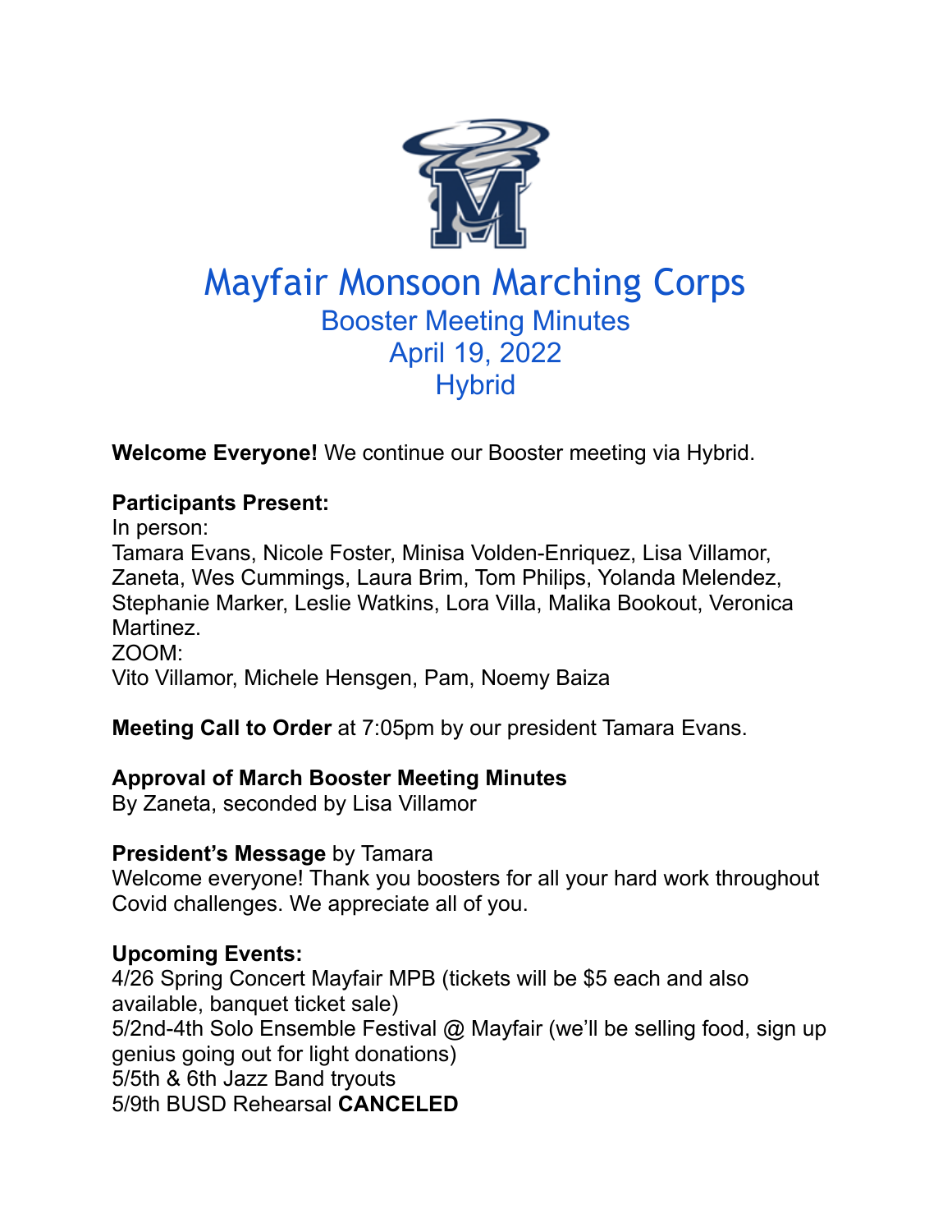# Mayfair Monsoon Marching Corps

## Booster Meeting Minutes
## April 19, 2022
## Hybrid

**Welcome Everyone!** We continue our Booster meeting via Hybrid.

**Participants Present:**
In person:
Tamara Evans, Nicole Foster, Minisa Volden-Enriquez, Lisa Villamor, Zaneta, Wes Cummings, Laura Brim, Tom Philips, Yolanda Melendez, Stephanie Marker, Leslie Watkins, Lora Villa, Malika Bookout, Veronica Martinez.
ZOOM:
Vito Villamor, Michele Hensgen, Pam, Noemy Baiza

**Meeting Call to Order** at 7:05pm by our president Tamara Evans.

**Approval of March Booster Meeting Minutes**
By Zaneta, seconded by Lisa Villamor

**President's Message** by Tamara
Welcome everyone! Thank you boosters for all your hard work throughout Covid challenges. We appreciate all of you.

**Upcoming Events:**
4/26 Spring Concert Mayfair MPB (tickets will be $5 each and also available, banquet ticket sale)
5/2nd-4th Solo Ensemble Festival @ Mayfair (we'll be selling food, sign up genius going out for light donations)
5/5th & 6th Jazz Band tryouts
5/9th BUSD Rehearsal **CANCELED**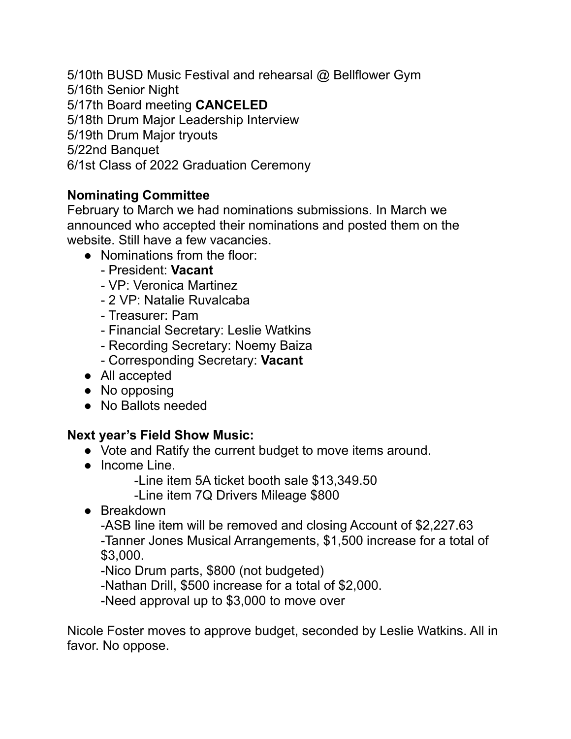5/10th BUSD Music Festival and rehearsal @ Bellflower Gym
5/16th Senior Night
5/17th Board meeting **CANCELED**
5/18th Drum Major Leadership Interview
5/19th Drum Major tryouts
5/22nd Banquet
6/1st Class of 2022 Graduation Ceremony

**Nominating Committee**
February to March we had nominations submissions. In March we announced who accepted their nominations and posted them on the website. Still have a few vacancies.

- Nominations from the floor:
  - President: **Vacant**
  - VP: Veronica Martinez
  - 2 VP: Natalie Ruvalcaba
  - Treasurer: Pam
  - Financial Secretary: Leslie Watkins
  - Recording Secretary: Noemy Baiza
  - Corresponding Secretary: **Vacant**
- All accepted
- No opposing
- No Ballots needed

**Next year's Field Show Music:**

- Vote and Ratify the current budget to move items around.
- Income Line.
  - Line item 5A ticket booth sale $13,349.50
  - Line item 7Q Drivers Mileage $800
- Breakdown
  - ASB line item will be removed and closing Account of $2,227.63
  - Tanner Jones Musical Arrangements, $1,500 increase for a total of $3,000.
  - Nico Drum parts, $800 (not budgeted)
  - Nathan Drill, $500 increase for a total of $2,000.
  - Need approval up to $3,000 to move over

Nicole Foster moves to approve budget, seconded by Leslie Watkins. All in favor. No oppose.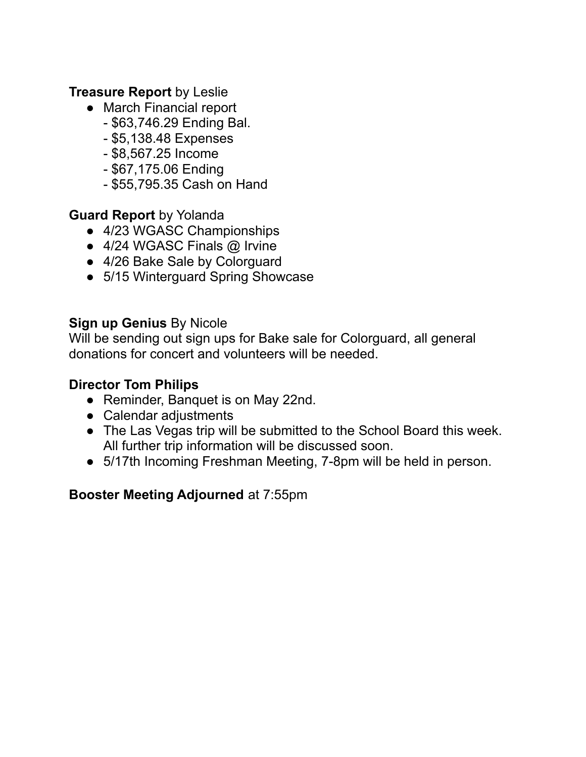**Treasure Report** by Leslie

- March Financial report
  - $63,746.29 Ending Bal.
  - $5,138.48 Expenses
  - $8,567.25 Income
  - $67,175.06 Ending
  - $55,795.35 Cash on Hand

**Guard Report** by Yolanda

- 4/23 WGASC Championships
- 4/24 WGASC Finals @ Irvine
- 4/26 Bake Sale by Colorguard
- 5/15 Winterguard Spring Showcase

**Sign up Genius** By Nicole

Will be sending out sign ups for Bake sale for Colorguard, all general donations for concert and volunteers will be needed.

**Director Tom Philips**

- Reminder, Banquet is on May 22nd.
- Calendar adjustments
- The Las Vegas trip will be submitted to the School Board this week. All further trip information will be discussed soon.
- 5/17th Incoming Freshman Meeting, 7-8pm will be held in person.

**Booster Meeting Adjourned** at 7:55pm